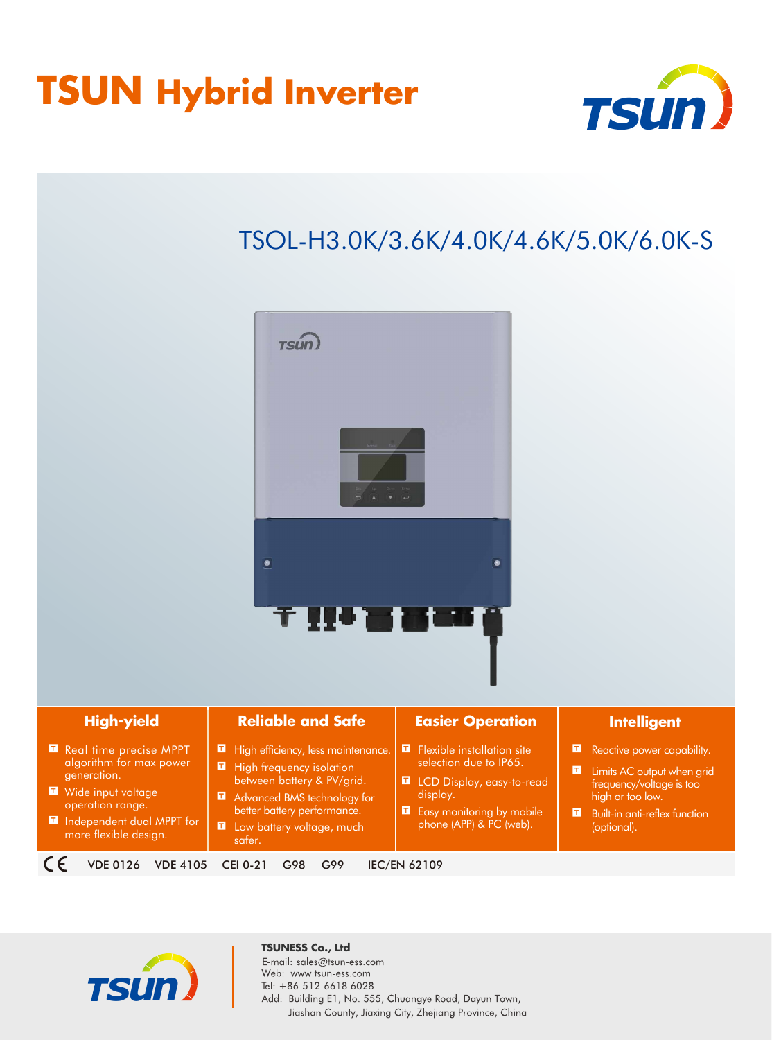# TSUN Hybrid Inverter

## TSOL-H3.0K/3.6K/4.0K/4.6K/5.0K/6.0K-S

### High-yield

- Real time precise MPPT algorithm for max power generation.
- Wide input voltage operation range.
- Independent dual MPPT for more flexible design.

### Reliable and Safe

- High efficiency, less maintenance.
- High frequency isolation between battery & PV/grid.
- Advanced BMS technology for better battery performance.
- Low battery voltage, much safer.

### Easier Operation

- Flexible installation site selection due to IP65.
- LCD Display, easy-to-read display.
- Easy monitoring by mobile phone (APP) & PC (web).

### Intelligent

- Reactive power capability.
- Limits AC output when grid frequency/voltage is too high or too low.
- Built-in anti-reflex function (optional).

CE VDE 0126 VDE 4105 CEI 0-21 G98 G99 IEC/EN 62109

**TSUNESS Co., Ltd**
E-mail: sales@tsun-ess.com
Web: www.tsun-ess.com
Tel: +86-512-6618 6028
Add: Building E1, No. 555, Chuangye Road, Dayun Town, Jiashan County, Jiaxing City, Zhejiang Province, China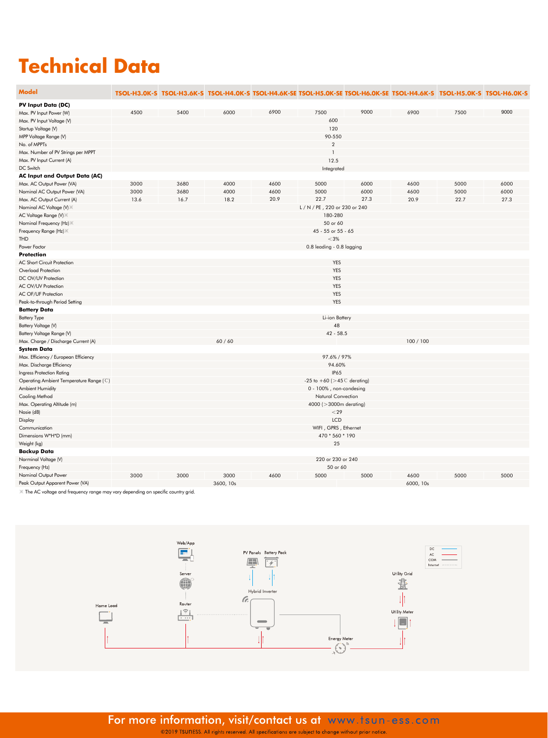# Technical Data

| Model | TSOL-H3.0K-S | TSOL-H3.6K-S | TSOL-H4.0K-S | TSOL-H4.6K-SE | TSOL-H5.0K-SE | TSOL-H6.0K-SE | TSOL-H4.6K-S | TSOL-H5.0K-S | TSOL-H6.0K-S |
|---|---|---|---|---|---|---|---|---|---|
| **PV Input Data (DC)** | | | | | | | | | |
| Max. PV Input Power (W) | 4500 | 5400 | 6000 | 6900 | 7500 | 9000 | 6900 | 7500 | 9000 |
| Max. PV Input Voltage (V) | 600 | | | | | | | | |
| Startup Voltage (V) | 120 | | | | | | | | |
| MPP Voltage Range (V) | 90-550 | | | | | | | | |
| No. of MPPTs | 2 | | | | | | | | |
| Max. Number of PV Strings per MPPT | 1 | | | | | | | | |
| Max. PV Input Current (A) | 12.5 | | | | | | | | |
| DC Switch | Integrated | | | | | | | | |
| **AC Input and Output Data (AC)** | | | | | | | | | |
| Max. AC Output Power (VA) | 3000 | 3680 | 4000 | 4600 | 5000 | 6000 | 4600 | 5000 | 6000 |
| Nominal AC Output Power (VA) | 3000 | 3680 | 4000 | 4600 | 5000 | 6000 | 4600 | 5000 | 6000 |
| Max. AC Output Current (A) | 13.6 | 16.7 | 18.2 | 20.9 | 22.7 | 27.3 | 20.9 | 22.7 | 27.3 |
| Nominal AC Voltage (V)※ | L / N / PE , 220 or 230 or 240 | | | | | | | | |
| AC Voltage Range (V)※ | 180-280 | | | | | | | | |
| Nominal Frequency (Hz)※ | 50 or 60 | | | | | | | | |
| Frequency Range (Hz)※ | 45 - 55 or 55 - 65 | | | | | | | | |
| THD | <3% | | | | | | | | |
| Power Factor | 0.8 leading - 0.8 lagging | | | | | | | | |
| **Protection** | | | | | | | | | |
| AC Short Circuit Protection | YES | | | | | | | | |
| Overload Protection | YES | | | | | | | | |
| DC OV/UV Protection | YES | | | | | | | | |
| AC OV/UV Protection | YES | | | | | | | | |
| AC OF/UF Protection | YES | | | | | | | | |
| Peak-to-through Period Setting | YES | | | | | | | | |
| **Battery Data** | | | | | | | | | |
| Battery Type | Li-ion Battery | | | | | | | | |
| Battery Voltage (V) | 48 | | | | | | | | |
| Battery Voltage Range (V) | 42 - 58.5 | | | | | | | | |
| Max. Charge / Discharge Current (A) | 60 / 60 | | | | | 100 / 100 | | | |
| **System Data** | | | | | | | | | |
| Max. Efficiency / European Efficiency | 97.6% / 97% | | | | | | | | |
| Max. Discharge Efficiency | 94.60% | | | | | | | | |
| Ingress Protection Rating | IP65 | | | | | | | | |
| Operating Ambient Temperature Range (℃) | -25 to +60 (>45℃ derating) | | | | | | | | |
| Ambient Humidity | 0 - 100% , non-condesing | | | | | | | | |
| Cooling Method | Natural Convection | | | | | | | | |
| Max. Operating Altitude (m) | 4000 (>3000m derating) | | | | | | | | |
| Nosie (dB) | <29 | | | | | | | | |
| Display | LCD | | | | | | | | |
| Communication | WIFI , GPRS , Ethernet | | | | | | | | |
| Dimensions W*H*D (mm) | 470 * 560 * 190 | | | | | | | | |
| Weight (kg) | 25 | | | | | | | | |
| **Backup Data** | | | | | | | | | |
| Norminal Voltage (V) | 220 or 230 or 240 | | | | | | | | |
| Frequency (Hz) | 50 or 60 | | | | | | | | |
| Nominal Output Power | 3000 | 3000 | 3000 | 4600 | 5000 | 5000 | 4600 | 5000 | 5000 |
| Peak Output Apparent Power (VA) | 3600, 10s | | | | | 6000, 10s | | | |

※ The AC voltage and frequency range may vary depending on specific country grid.

Web/App
Server
Router
Home Load
PV Panels
Battery Pack
Hybrid Inverter
Energy Meter
Utility Grid
Utility Meter
DC
AC
COM
Internet

For more information, visit/contact us at www.tsun-ess.com

©2019 TSUNESS. All rights reserved. All specifications are subject to change without prior notice.